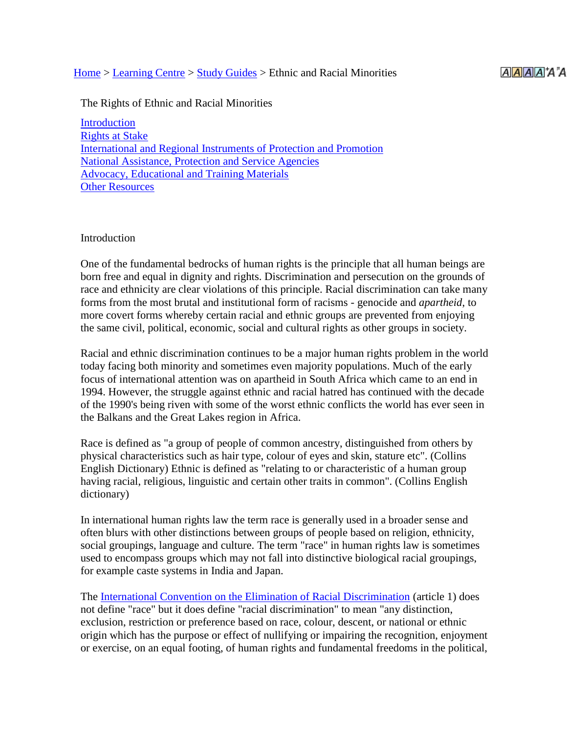Home > Learning Centre > Study Guides > Ethnic and Racial Minorities

# The Rights of Ethnic and Racial Minorities

- Introduction
- Rights at Stake
- International and Regional Instruments of Protection and Promotion
- National Assistance, Protection and Service Agencies
- Advocacy, Educational and Training Materials
- Other Resources

## Introduction

One of the fundamental bedrocks of human rights is the principle that all human beings are born free and equal in dignity and rights. Discrimination and persecution on the grounds of race and ethnicity are clear violations of this principle. Racial discrimination can take many forms from the most brutal and institutional form of racisms - genocide and *apartheid*, to more covert forms whereby certain racial and ethnic groups are prevented from enjoying the same civil, political, economic, social and cultural rights as other groups in society.

Racial and ethnic discrimination continues to be a major human rights problem in the world today facing both minority and sometimes even majority populations. Much of the early focus of international attention was on apartheid in South Africa which came to an end in 1994. However, the struggle against ethnic and racial hatred has continued with the decade of the 1990's being riven with some of the worst ethnic conflicts the world has ever seen in the Balkans and the Great Lakes region in Africa.

Race is defined as "a group of people of common ancestry, distinguished from others by physical characteristics such as hair type, colour of eyes and skin, stature etc". (Collins English Dictionary) Ethnic is defined as "relating to or characteristic of a human group having racial, religious, linguistic and certain other traits in common". (Collins English dictionary)

In international human rights law the term race is generally used in a broader sense and often blurs with other distinctions between groups of people based on religion, ethnicity, social groupings, language and culture. The term "race" in human rights law is sometimes used to encompass groups which may not fall into distinctive biological racial groupings, for example caste systems in India and Japan.

The International Convention on the Elimination of Racial Discrimination (article 1) does not define "race" but it does define "racial discrimination" to mean "any distinction, exclusion, restriction or preference based on race, colour, descent, or national or ethnic origin which has the purpose or effect of nullifying or impairing the recognition, enjoyment or exercise, on an equal footing, of human rights and fundamental freedoms in the political,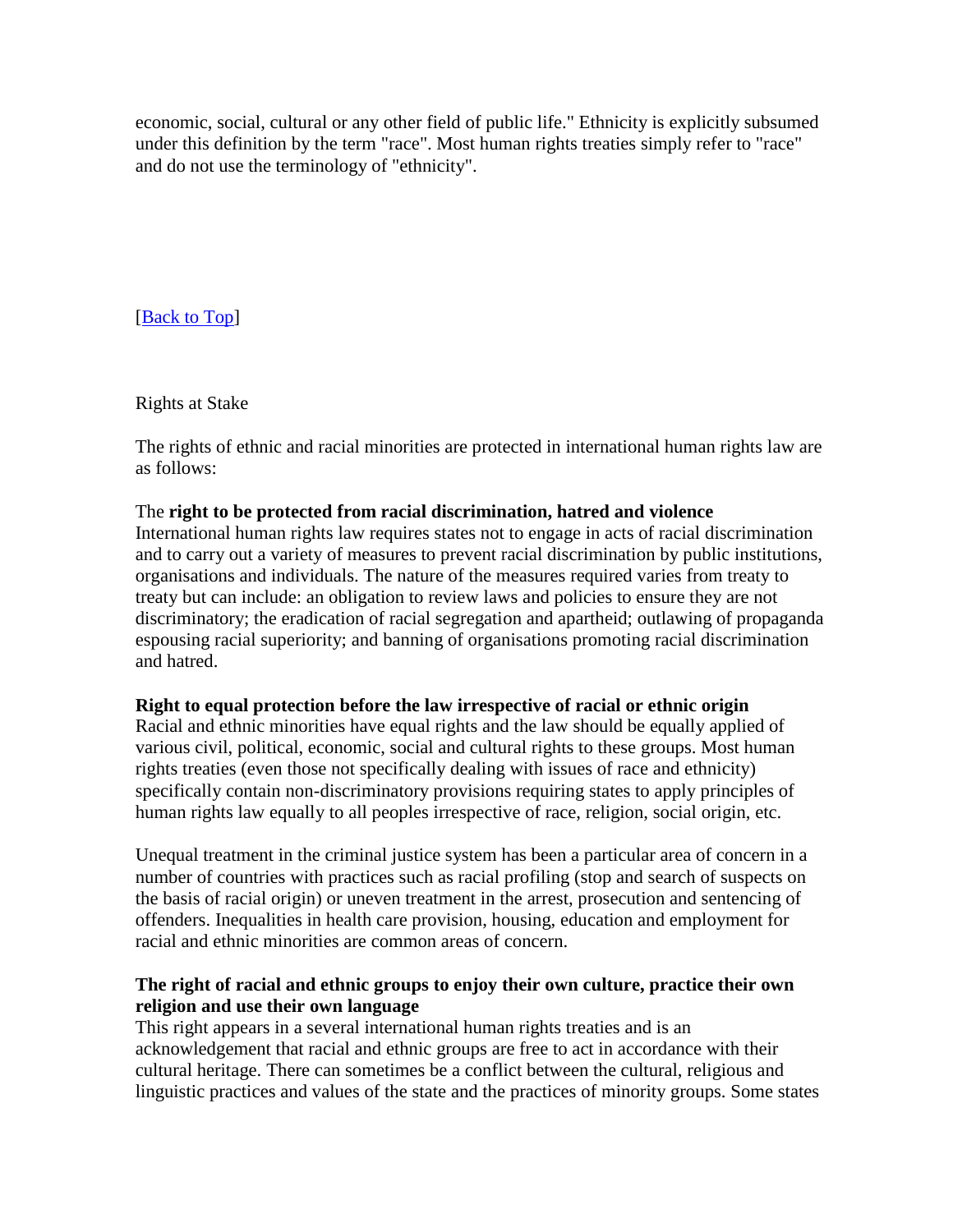economic, social, cultural or any other field of public life." Ethnicity is explicitly subsumed under this definition by the term "race". Most human rights treaties simply refer to "race" and do not use the terminology of "ethnicity".

[Back to Top]

Rights at Stake

The rights of ethnic and racial minorities are protected in international human rights law are as follows:

The **right to be protected from racial discrimination, hatred and violence**
International human rights law requires states not to engage in acts of racial discrimination and to carry out a variety of measures to prevent racial discrimination by public institutions, organisations and individuals. The nature of the measures required varies from treaty to treaty but can include: an obligation to review laws and policies to ensure they are not discriminatory; the eradication of racial segregation and apartheid; outlawing of propaganda espousing racial superiority; and banning of organisations promoting racial discrimination and hatred.

**Right to equal protection before the law irrespective of racial or ethnic origin**
Racial and ethnic minorities have equal rights and the law should be equally applied of various civil, political, economic, social and cultural rights to these groups. Most human rights treaties (even those not specifically dealing with issues of race and ethnicity) specifically contain non-discriminatory provisions requiring states to apply principles of human rights law equally to all peoples irrespective of race, religion, social origin, etc.

Unequal treatment in the criminal justice system has been a particular area of concern in a number of countries with practices such as racial profiling (stop and search of suspects on the basis of racial origin) or uneven treatment in the arrest, prosecution and sentencing of offenders. Inequalities in health care provision, housing, education and employment for racial and ethnic minorities are common areas of concern.

**The right of racial and ethnic groups to enjoy their own culture, practice their own religion and use their own language**
This right appears in a several international human rights treaties and is an acknowledgement that racial and ethnic groups are free to act in accordance with their cultural heritage. There can sometimes be a conflict between the cultural, religious and linguistic practices and values of the state and the practices of minority groups. Some states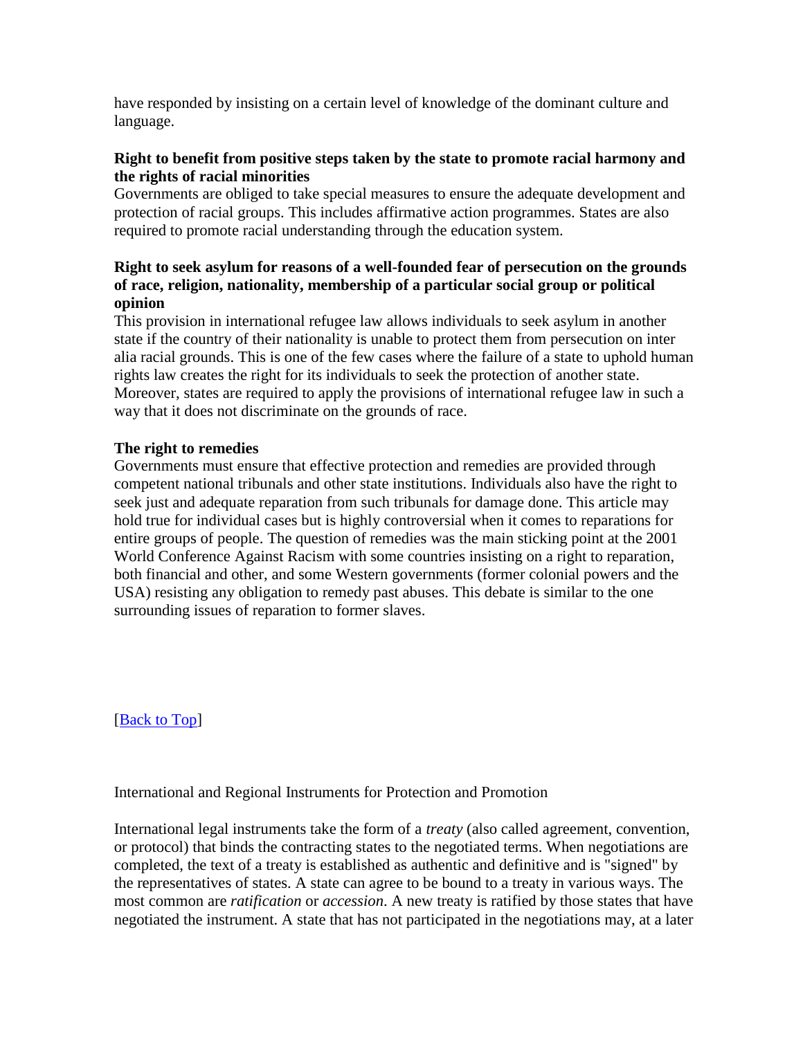have responded by insisting on a certain level of knowledge of the dominant culture and language.

**Right to benefit from positive steps taken by the state to promote racial harmony and the rights of racial minorities**
Governments are obliged to take special measures to ensure the adequate development and protection of racial groups. This includes affirmative action programmes. States are also required to promote racial understanding through the education system.

**Right to seek asylum for reasons of a well-founded fear of persecution on the grounds of race, religion, nationality, membership of a particular social group or political opinion**
This provision in international refugee law allows individuals to seek asylum in another state if the country of their nationality is unable to protect them from persecution on inter alia racial grounds. This is one of the few cases where the failure of a state to uphold human rights law creates the right for its individuals to seek the protection of another state. Moreover, states are required to apply the provisions of international refugee law in such a way that it does not discriminate on the grounds of race.

**The right to remedies**
Governments must ensure that effective protection and remedies are provided through competent national tribunals and other state institutions. Individuals also have the right to seek just and adequate reparation from such tribunals for damage done. This article may hold true for individual cases but is highly controversial when it comes to reparations for entire groups of people. The question of remedies was the main sticking point at the 2001 World Conference Against Racism with some countries insisting on a right to reparation, both financial and other, and some Western governments (former colonial powers and the USA) resisting any obligation to remedy past abuses. This debate is similar to the one surrounding issues of reparation to former slaves.

[Back to Top]

International and Regional Instruments for Protection and Promotion

International legal instruments take the form of a *treaty* (also called agreement, convention, or protocol) that binds the contracting states to the negotiated terms. When negotiations are completed, the text of a treaty is established as authentic and definitive and is "signed" by the representatives of states. A state can agree to be bound to a treaty in various ways. The most common are *ratification* or *accession*. A new treaty is ratified by those states that have negotiated the instrument. A state that has not participated in the negotiations may, at a later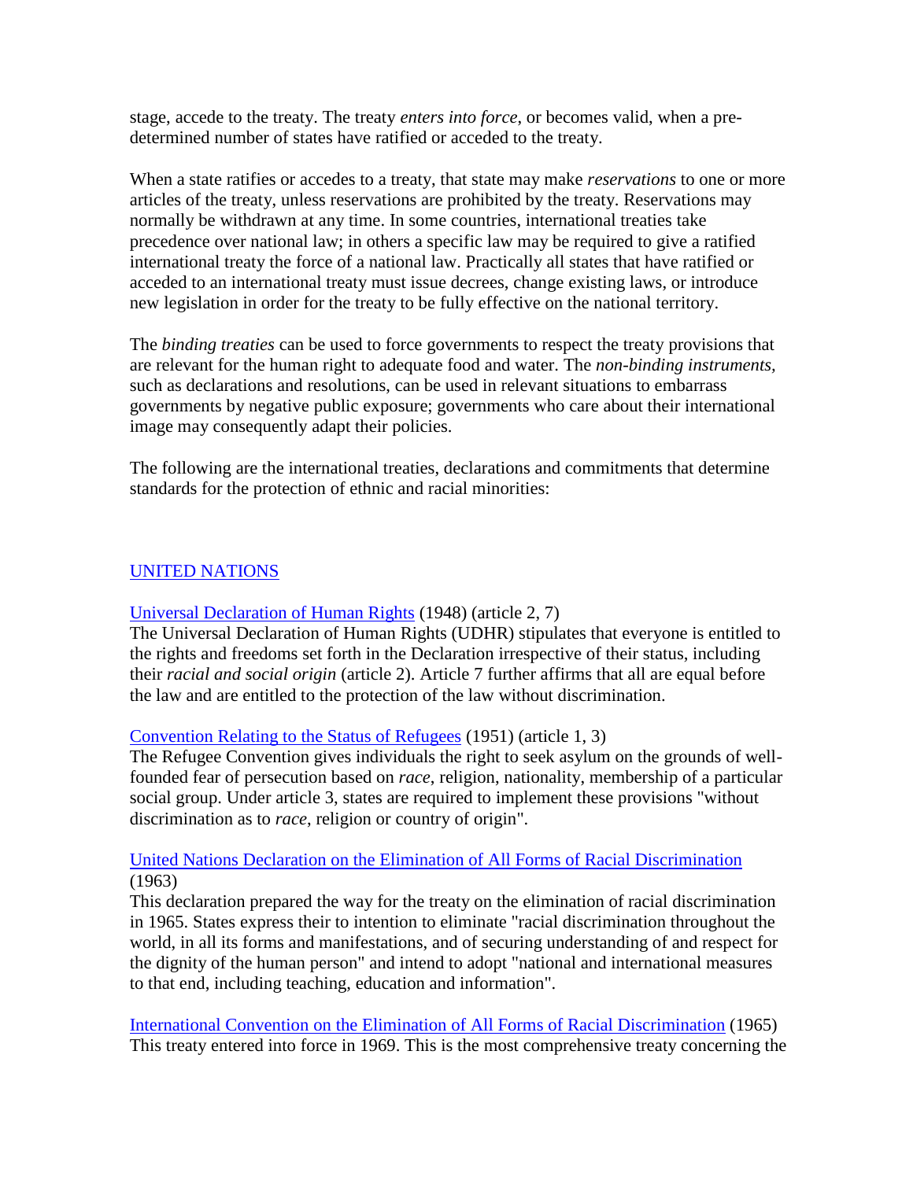stage, accede to the treaty. The treaty *enters into force*, or becomes valid, when a pre-determined number of states have ratified or acceded to the treaty.

When a state ratifies or accedes to a treaty, that state may make *reservations* to one or more articles of the treaty, unless reservations are prohibited by the treaty. Reservations may normally be withdrawn at any time. In some countries, international treaties take precedence over national law; in others a specific law may be required to give a ratified international treaty the force of a national law. Practically all states that have ratified or acceded to an international treaty must issue decrees, change existing laws, or introduce new legislation in order for the treaty to be fully effective on the national territory.

The *binding treaties* can be used to force governments to respect the treaty provisions that are relevant for the human right to adequate food and water. The *non-binding instruments*, such as declarations and resolutions, can be used in relevant situations to embarrass governments by negative public exposure; governments who care about their international image may consequently adapt their policies.

The following are the international treaties, declarations and commitments that determine standards for the protection of ethnic and racial minorities:

## UNITED NATIONS

Universal Declaration of Human Rights (1948) (article 2, 7)
The Universal Declaration of Human Rights (UDHR) stipulates that everyone is entitled to the rights and freedoms set forth in the Declaration irrespective of their status, including their *racial and social origin* (article 2). Article 7 further affirms that all are equal before the law and are entitled to the protection of the law without discrimination.

Convention Relating to the Status of Refugees (1951) (article 1, 3)
The Refugee Convention gives individuals the right to seek asylum on the grounds of well-founded fear of persecution based on *race*, religion, nationality, membership of a particular social group. Under article 3, states are required to implement these provisions "without discrimination as to *race*, religion or country of origin".

United Nations Declaration on the Elimination of All Forms of Racial Discrimination (1963)
This declaration prepared the way for the treaty on the elimination of racial discrimination in 1965. States express their to intention to eliminate "racial discrimination throughout the world, in all its forms and manifestations, and of securing understanding of and respect for the dignity of the human person" and intend to adopt "national and international measures to that end, including teaching, education and information".

International Convention on the Elimination of All Forms of Racial Discrimination (1965)
This treaty entered into force in 1969. This is the most comprehensive treaty concerning the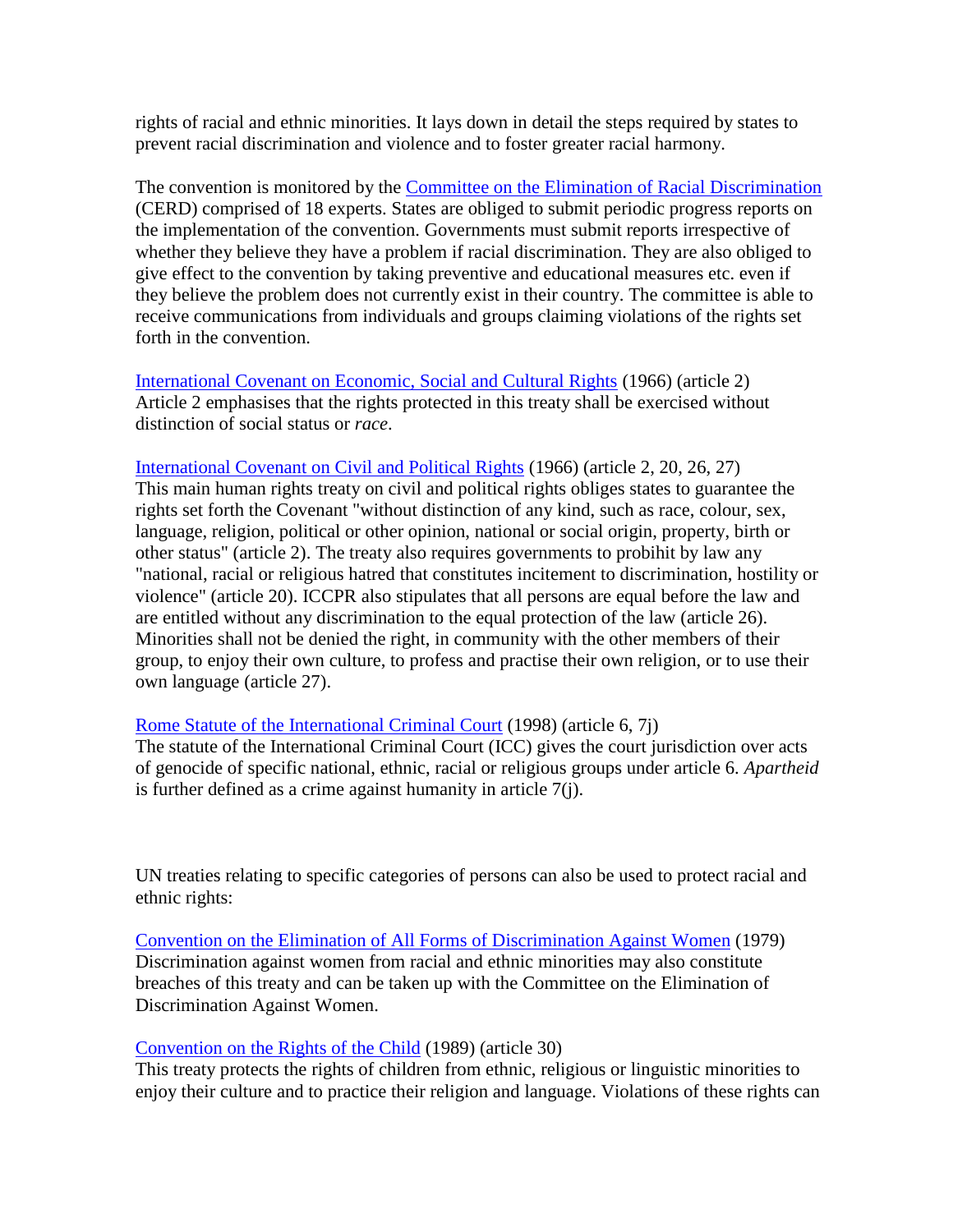rights of racial and ethnic minorities. It lays down in detail the steps required by states to prevent racial discrimination and violence and to foster greater racial harmony.

The convention is monitored by the [Committee on the Elimination of Racial Discrimination](#) (CERD) comprised of 18 experts. States are obliged to submit periodic progress reports on the implementation of the convention. Governments must submit reports irrespective of whether they believe they have a problem if racial discrimination. They are also obliged to give effect to the convention by taking preventive and educational measures etc. even if they believe the problem does not currently exist in their country. The committee is able to receive communications from individuals and groups claiming violations of the rights set forth in the convention.

[International Covenant on Economic, Social and Cultural Rights](#) (1966) (article 2)
Article 2 emphasises that the rights protected in this treaty shall be exercised without distinction of social status or *race*.

[International Covenant on Civil and Political Rights](#) (1966) (article 2, 20, 26, 27)
This main human rights treaty on civil and political rights obliges states to guarantee the rights set forth the Covenant "without distinction of any kind, such as race, colour, sex, language, religion, political or other opinion, national or social origin, property, birth or other status" (article 2). The treaty also requires governments to probihit by law any "national, racial or religious hatred that constitutes incitement to discrimination, hostility or violence" (article 20). ICCPR also stipulates that all persons are equal before the law and are entitled without any discrimination to the equal protection of the law (article 26). Minorities shall not be denied the right, in community with the other members of their group, to enjoy their own culture, to profess and practise their own religion, or to use their own language (article 27).

[Rome Statute of the International Criminal Court](#) (1998) (article 6, 7j)
The statute of the International Criminal Court (ICC) gives the court jurisdiction over acts of genocide of specific national, ethnic, racial or religious groups under article 6. *Apartheid* is further defined as a crime against humanity in article 7(j).

UN treaties relating to specific categories of persons can also be used to protect racial and ethnic rights:

[Convention on the Elimination of All Forms of Discrimination Against Women](#) (1979)
Discrimination against women from racial and ethnic minorities may also constitute breaches of this treaty and can be taken up with the Committee on the Elimination of Discrimination Against Women.

[Convention on the Rights of the Child](#) (1989) (article 30)
This treaty protects the rights of children from ethnic, religious or linguistic minorities to enjoy their culture and to practice their religion and language. Violations of these rights can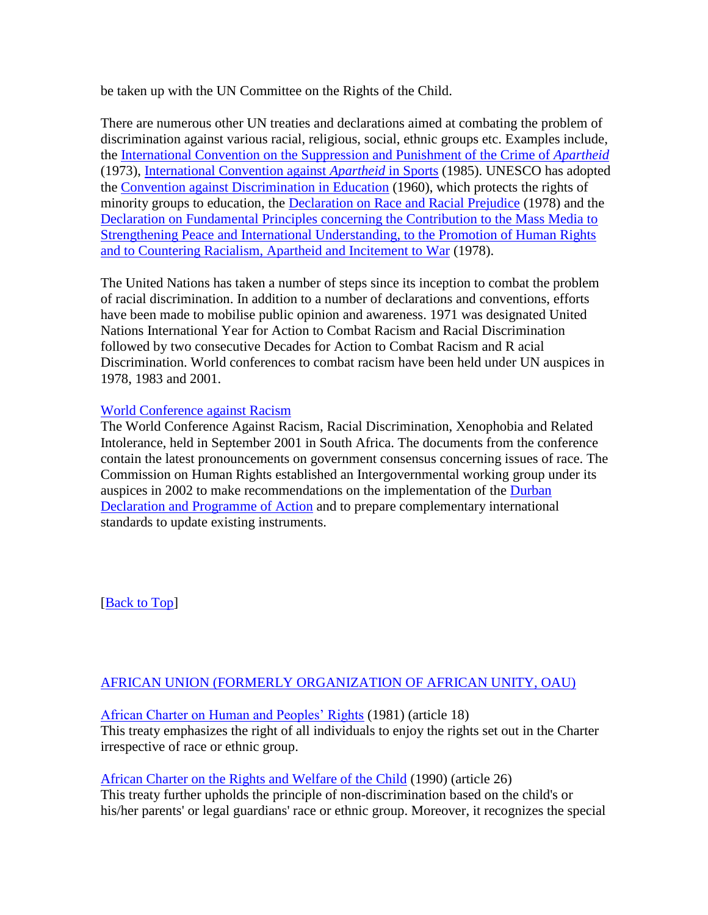be taken up with the UN Committee on the Rights of the Child.

There are numerous other UN treaties and declarations aimed at combating the problem of discrimination against various racial, religious, social, ethnic groups etc. Examples include, the International Convention on the Suppression and Punishment of the Crime of *Apartheid* (1973), International Convention against *Apartheid* in Sports (1985). UNESCO has adopted the Convention against Discrimination in Education (1960), which protects the rights of minority groups to education, the Declaration on Race and Racial Prejudice (1978) and the Declaration on Fundamental Principles concerning the Contribution to the Mass Media to Strengthening Peace and International Understanding, to the Promotion of Human Rights and to Countering Racialism, Apartheid and Incitement to War (1978).

The United Nations has taken a number of steps since its inception to combat the problem of racial discrimination. In addition to a number of declarations and conventions, efforts have been made to mobilise public opinion and awareness. 1971 was designated United Nations International Year for Action to Combat Racism and Racial Discrimination followed by two consecutive Decades for Action to Combat Racism and R acial Discrimination. World conferences to combat racism have been held under UN auspices in 1978, 1983 and 2001.

World Conference against Racism
The World Conference Against Racism, Racial Discrimination, Xenophobia and Related Intolerance, held in September 2001 in South Africa. The documents from the conference contain the latest pronouncements on government consensus concerning issues of race. The Commission on Human Rights established an Intergovernmental working group under its auspices in 2002 to make recommendations on the implementation of the Durban Declaration and Programme of Action and to prepare complementary international standards to update existing instruments.

[Back to Top]

## AFRICAN UNION (FORMERLY ORGANIZATION OF AFRICAN UNITY, OAU)

African Charter on Human and Peoples' Rights (1981) (article 18)
This treaty emphasizes the right of all individuals to enjoy the rights set out in the Charter irrespective of race or ethnic group.

African Charter on the Rights and Welfare of the Child (1990) (article 26)
This treaty further upholds the principle of non-discrimination based on the child's or his/her parents' or legal guardians' race or ethnic group. Moreover, it recognizes the special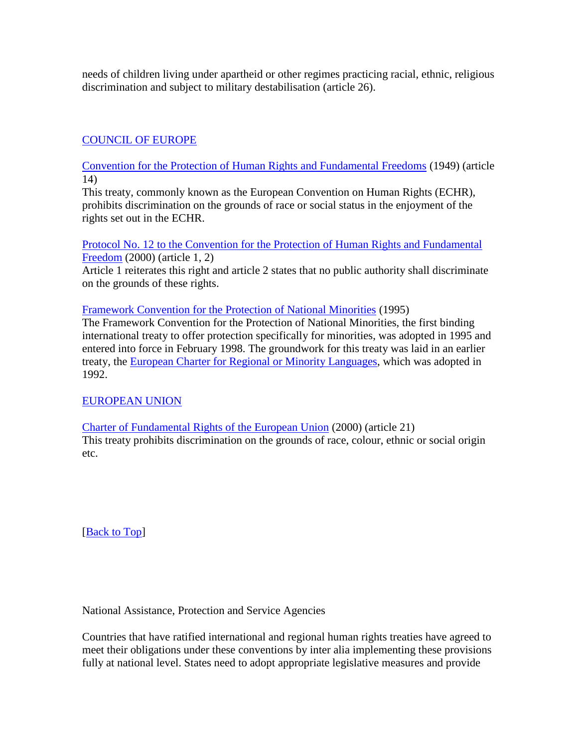needs of children living under apartheid or other regimes practicing racial, ethnic, religious discrimination and subject to military destabilisation (article 26).

## COUNCIL OF EUROPE

Convention for the Protection of Human Rights and Fundamental Freedoms (1949) (article 14)
This treaty, commonly known as the European Convention on Human Rights (ECHR), prohibits discrimination on the grounds of race or social status in the enjoyment of the rights set out in the ECHR.

Protocol No. 12 to the Convention for the Protection of Human Rights and Fundamental Freedom (2000) (article 1, 2)
Article 1 reiterates this right and article 2 states that no public authority shall discriminate on the grounds of these rights.

Framework Convention for the Protection of National Minorities (1995)
The Framework Convention for the Protection of National Minorities, the first binding international treaty to offer protection specifically for minorities, was adopted in 1995 and entered into force in February 1998. The groundwork for this treaty was laid in an earlier treaty, the European Charter for Regional or Minority Languages, which was adopted in 1992.

## EUROPEAN UNION

Charter of Fundamental Rights of the European Union (2000) (article 21)
This treaty prohibits discrimination on the grounds of race, colour, ethnic or social origin etc.

[Back to Top]

## National Assistance, Protection and Service Agencies

Countries that have ratified international and regional human rights treaties have agreed to meet their obligations under these conventions by inter alia implementing these provisions fully at national level. States need to adopt appropriate legislative measures and provide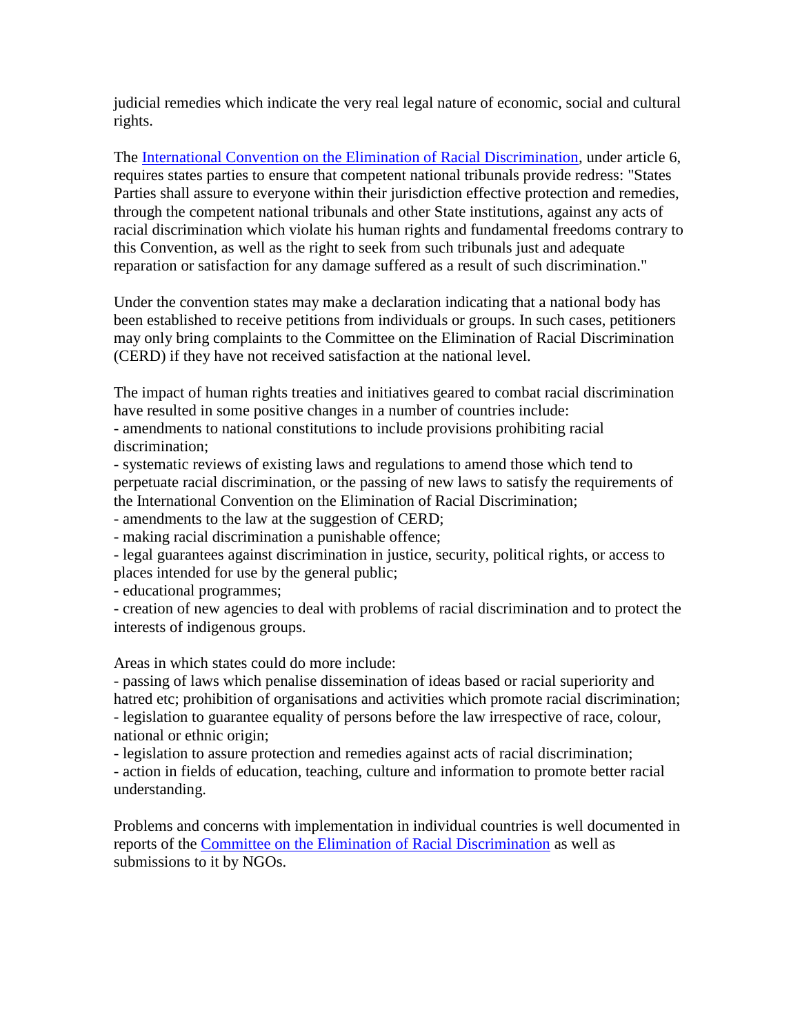judicial remedies which indicate the very real legal nature of economic, social and cultural rights.

The [International Convention on the Elimination of Racial Discrimination](), under article 6, requires states parties to ensure that competent national tribunals provide redress: "States Parties shall assure to everyone within their jurisdiction effective protection and remedies, through the competent national tribunals and other State institutions, against any acts of racial discrimination which violate his human rights and fundamental freedoms contrary to this Convention, as well as the right to seek from such tribunals just and adequate reparation or satisfaction for any damage suffered as a result of such discrimination."

Under the convention states may make a declaration indicating that a national body has been established to receive petitions from individuals or groups. In such cases, petitioners may only bring complaints to the Committee on the Elimination of Racial Discrimination (CERD) if they have not received satisfaction at the national level.

The impact of human rights treaties and initiatives geared to combat racial discrimination have resulted in some positive changes in a number of countries include:

- amendments to national constitutions to include provisions prohibiting racial discrimination;
- systematic reviews of existing laws and regulations to amend those which tend to perpetuate racial discrimination, or the passing of new laws to satisfy the requirements of the International Convention on the Elimination of Racial Discrimination;
- amendments to the law at the suggestion of CERD;
- making racial discrimination a punishable offence;
- legal guarantees against discrimination in justice, security, political rights, or access to places intended for use by the general public;
- educational programmes;
- creation of new agencies to deal with problems of racial discrimination and to protect the interests of indigenous groups.

Areas in which states could do more include:

- passing of laws which penalise dissemination of ideas based or racial superiority and hatred etc; prohibition of organisations and activities which promote racial discrimination;
- legislation to guarantee equality of persons before the law irrespective of race, colour, national or ethnic origin;
- legislation to assure protection and remedies against acts of racial discrimination;
- action in fields of education, teaching, culture and information to promote better racial understanding.

Problems and concerns with implementation in individual countries is well documented in reports of the [Committee on the Elimination of Racial Discrimination]() as well as submissions to it by NGOs.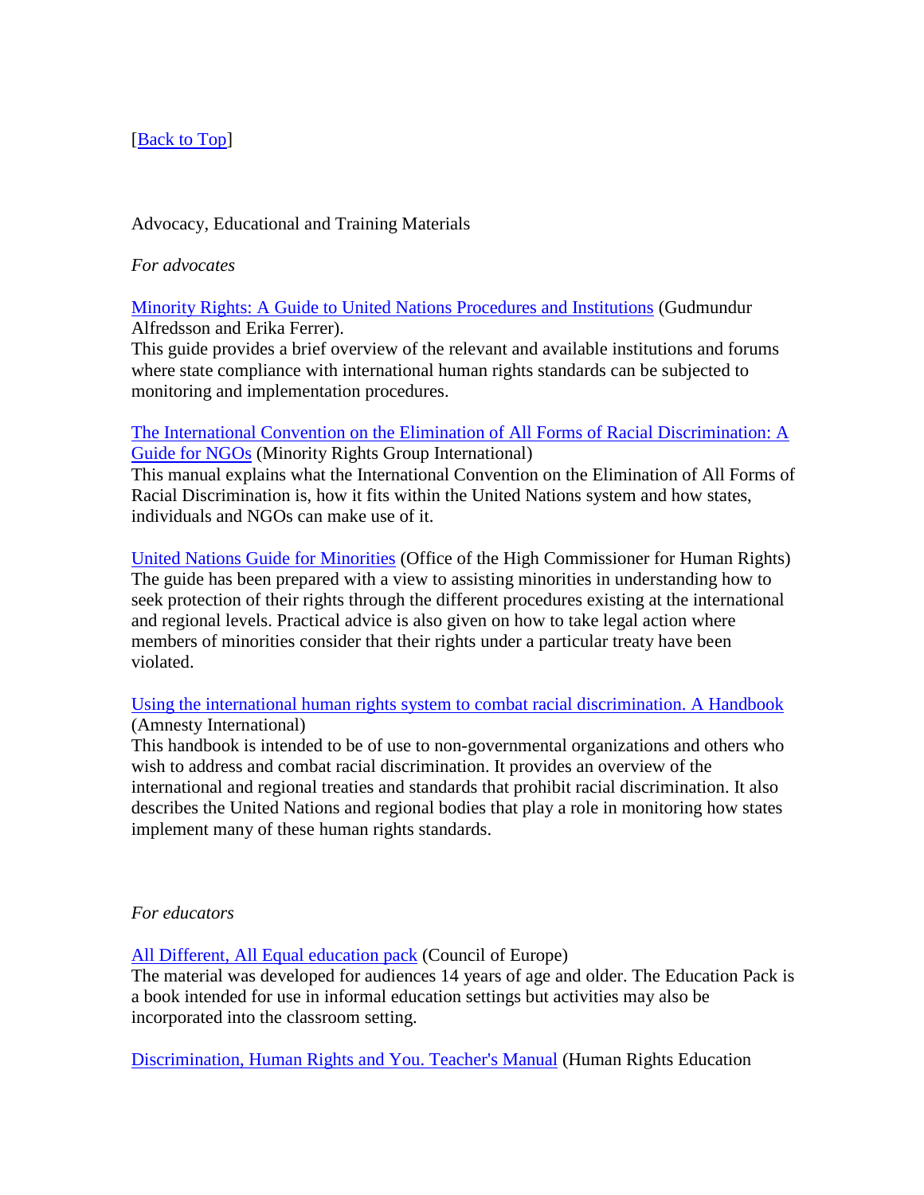[Back to Top]

Advocacy, Educational and Training Materials

*For advocates*

Minority Rights: A Guide to United Nations Procedures and Institutions (Gudmundur Alfredsson and Erika Ferrer).
This guide provides a brief overview of the relevant and available institutions and forums where state compliance with international human rights standards can be subjected to monitoring and implementation procedures.

The International Convention on the Elimination of All Forms of Racial Discrimination: A Guide for NGOs (Minority Rights Group International)
This manual explains what the International Convention on the Elimination of All Forms of Racial Discrimination is, how it fits within the United Nations system and how states, individuals and NGOs can make use of it.

United Nations Guide for Minorities (Office of the High Commissioner for Human Rights)
The guide has been prepared with a view to assisting minorities in understanding how to seek protection of their rights through the different procedures existing at the international and regional levels. Practical advice is also given on how to take legal action where members of minorities consider that their rights under a particular treaty have been violated.

Using the international human rights system to combat racial discrimination. A Handbook (Amnesty International)
This handbook is intended to be of use to non-governmental organizations and others who wish to address and combat racial discrimination. It provides an overview of the international and regional treaties and standards that prohibit racial discrimination. It also describes the United Nations and regional bodies that play a role in monitoring how states implement many of these human rights standards.

*For educators*

All Different, All Equal education pack (Council of Europe)
The material was developed for audiences 14 years of age and older. The Education Pack is a book intended for use in informal education settings but activities may also be incorporated into the classroom setting.

Discrimination, Human Rights and You. Teacher's Manual (Human Rights Education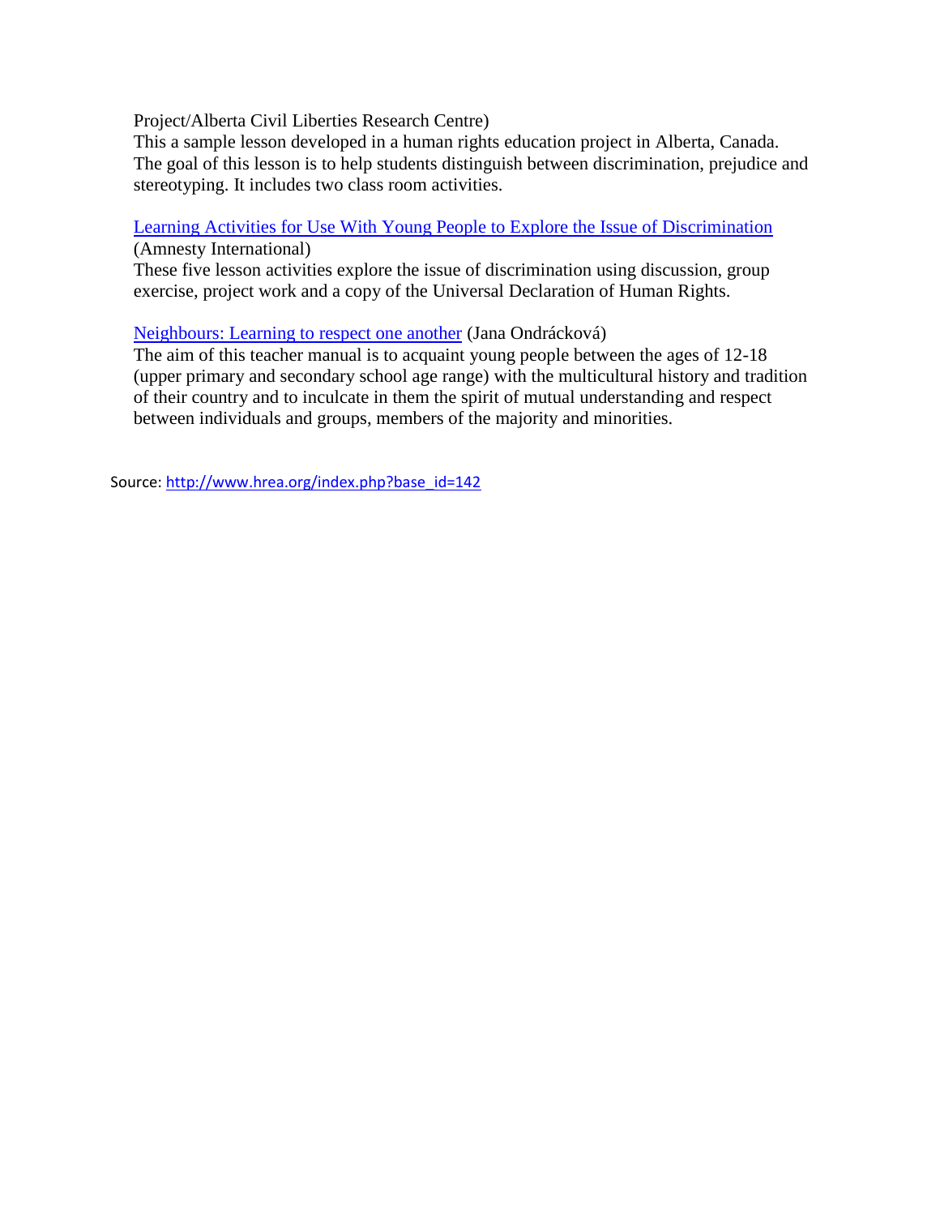Project/Alberta Civil Liberties Research Centre)
This a sample lesson developed in a human rights education project in Alberta, Canada. The goal of this lesson is to help students distinguish between discrimination, prejudice and stereotyping. It includes two class room activities.

Learning Activities for Use With Young People to Explore the Issue of Discrimination (Amnesty International)
These five lesson activities explore the issue of discrimination using discussion, group exercise, project work and a copy of the Universal Declaration of Human Rights.

Neighbours: Learning to respect one another (Jana Ondrácková)
The aim of this teacher manual is to acquaint young people between the ages of 12-18 (upper primary and secondary school age range) with the multicultural history and tradition of their country and to inculcate in them the spirit of mutual understanding and respect between individuals and groups, members of the majority and minorities.

Source: http://www.hrea.org/index.php?base_id=142